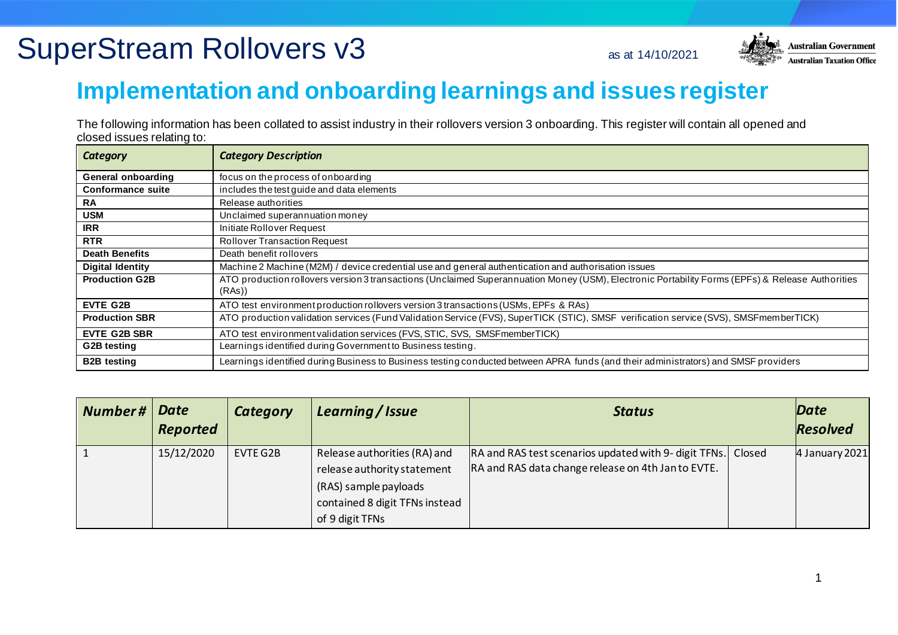# SuperStream Rollovers v3

as at 14/10/2021

Australian Government
Australian Taxation Office

## Implementation and onboarding learnings and issues register

The following information has been collated to assist industry in their rollovers version 3 onboarding. This register will contain all opened and closed issues relating to:

| *Category* | *Category Description* |
|---|---|
| **General onboarding** | focus on the process of onboarding |
| **Conformance suite** | includes the test guide and data elements |
| **RA** | Release authorities |
| **USM** | Unclaimed superannuation money |
| **IRR** | Initiate Rollover Request |
| **RTR** | Rollover Transaction Request |
| **Death Benefits** | Death benefit rollovers |
| **Digital Identity** | Machine 2 Machine (M2M) / device credential use and general authentication and authorisation issues |
| **Production G2B** | ATO production rollovers version 3 transactions (Unclaimed Superannuation Money (USM), Electronic Portability Forms (EPFs) & Release Authorities (RAs)) |
| **EVTE G2B** | ATO test environment production rollovers version 3 transactions (USMs, EPFs & RAs) |
| **Production SBR** | ATO production validation services (Fund Validation Service (FVS), SuperTICK (STIC), SMSF verification service (SVS), SMSFmemberTICK) |
| **EVTE G2B SBR** | ATO test environment validation services (FVS, STIC, SVS, SMSFmemberTICK) |
| **G2B testing** | Learnings identified during Government to Business testing. |
| **B2B testing** | Learnings identified during Business to Business testing conducted between APRA funds (and their administrators) and SMSF providers |

| *Number#* | *Date Reported* | *Category* | *Learning / Issue* | *Status* | | *Date Resolved* |
|---|---|---|---|---|---|---|
| 1 | 15/12/2020 | EVTE G2B | Release authorities (RA) and release authority statement (RAS) sample payloads contained 8 digit TFNs instead of 9 digit TFNs | RA and RAS test scenarios updated with 9- digit TFNs. RA and RAS data change release on 4th Jan to EVTE. | Closed | 4 January 2021 |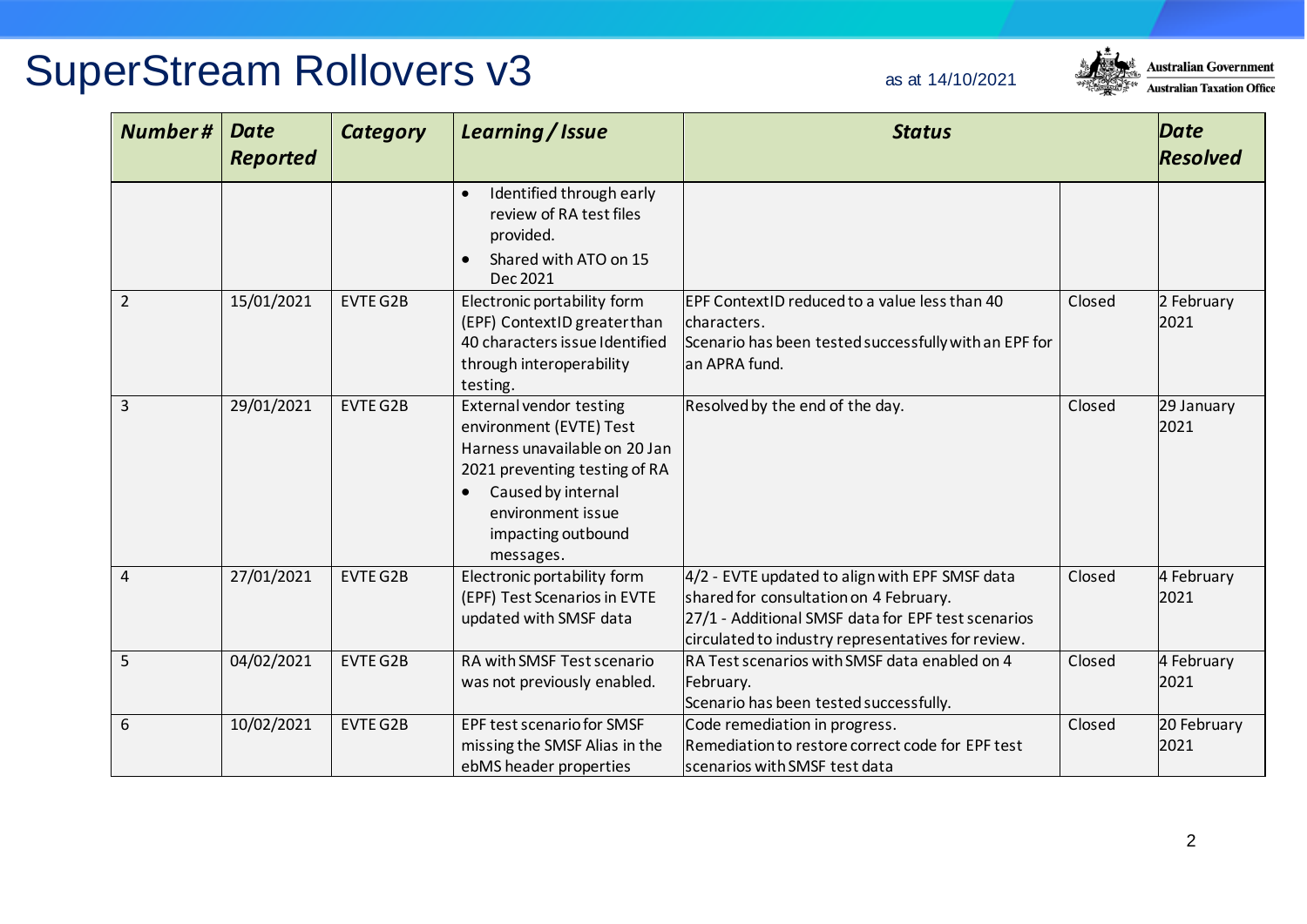# SuperStream Rollovers v3

as at 14/10/2021

Australian Government
Australian Taxation Office

| *Number #* | *Date Reported* | *Category* | *Learning / Issue* | *Status* | | *Date Resolved* |
|---|---|---|---|---|---|---|
| | | | • Identified through early review of RA test files provided.<br>• Shared with ATO on 15 Dec 2021 | | | |
| 2 | 15/01/2021 | EVTE G2B | Electronic portability form (EPF) ContextID greater than 40 characters issue Identified through interoperability testing. | EPF ContextID reduced to a value less than 40 characters.<br>Scenario has been tested successfully with an EPF for an APRA fund. | Closed | 2 February 2021 |
| 3 | 29/01/2021 | EVTE G2B | External vendor testing environment (EVTE) Test Harness unavailable on 20 Jan 2021 preventing testing of RA<br>• Caused by internal environment issue impacting outbound messages. | Resolved by the end of the day. | Closed | 29 January 2021 |
| 4 | 27/01/2021 | EVTE G2B | Electronic portability form (EPF) Test Scenarios in EVTE updated with SMSF data | 4/2 - EVTE updated to align with EPF SMSF data shared for consultation on 4 February.<br>27/1 - Additional SMSF data for EPF test scenarios circulated to industry representatives for review. | Closed | 4 February 2021 |
| 5 | 04/02/2021 | EVTE G2B | RA with SMSF Test scenario was not previously enabled. | RA Test scenarios with SMSF data enabled on 4 February.<br>Scenario has been tested successfully. | Closed | 4 February 2021 |
| 6 | 10/02/2021 | EVTE G2B | EPF test scenario for SMSF missing the SMSF Alias in the ebMS header properties | Code remediation in progress.<br>Remediation to restore correct code for EPF test scenarios with SMSF test data | Closed | 20 February 2021 |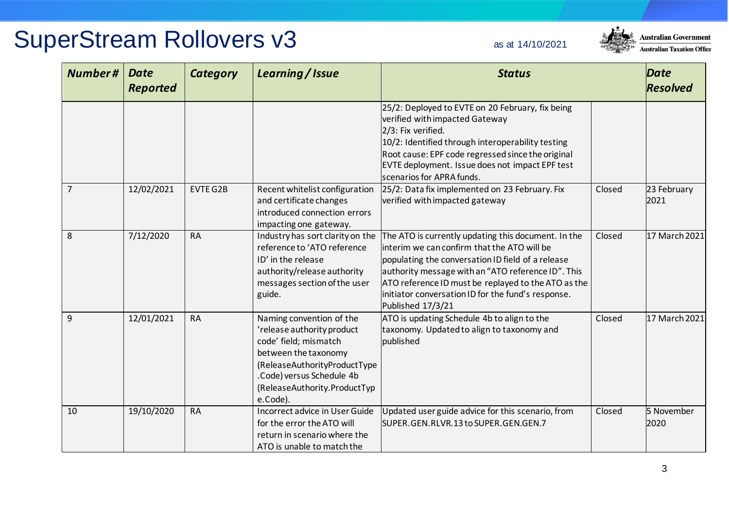# SuperStream Rollovers v3

as at 14/10/2021

| Number # | Date Reported | Category | Learning / Issue | Status | | Date Resolved |
|---|---|---|---|---|---|---|
| | | | | 25/2: Deployed to EVTE on 20 February, fix being verified with impacted Gateway<br>2/3: Fix verified.<br>10/2: Identified through interoperability testing<br>Root cause: EPF code regressed since the original EVTE deployment. Issue does not impact EPF test scenarios for APRA funds. | | |
| 7 | 12/02/2021 | EVTE G2B | Recent whitelist configuration and certificate changes introduced connection errors impacting one gateway. | 25/2: Data fix implemented on 23 February. Fix verified with impacted gateway | Closed | 23 February 2021 |
| 8 | 7/12/2020 | RA | Industry has sort clarity on the reference to 'ATO reference ID' in the release authority/release authority messages section of the user guide. | The ATO is currently updating this document. In the interim we can confirm that the ATO will be populating the conversation ID field of a release authority message with an "ATO reference ID". This ATO reference ID must be replayed to the ATO as the initiator conversation ID for the fund's response. Published 17/3/21 | Closed | 17 March 2021 |
| 9 | 12/01/2021 | RA | Naming convention of the 'release authority product code' field; mismatch between the taxonomy (ReleaseAuthorityProductType.Code) versus Schedule 4b (ReleaseAuthority.ProductType.Code). | ATO is updating Schedule 4b to align to the taxonomy. Updated to align to taxonomy and published | Closed | 17 March 2021 |
| 10 | 19/10/2020 | RA | Incorrect advice in User Guide for the error the ATO will return in scenario where the ATO is unable to match the | Updated user guide advice for this scenario, from SUPER.GEN.RLVR.13 to SUPER.GEN.GEN.7 | Closed | 5 November 2020 |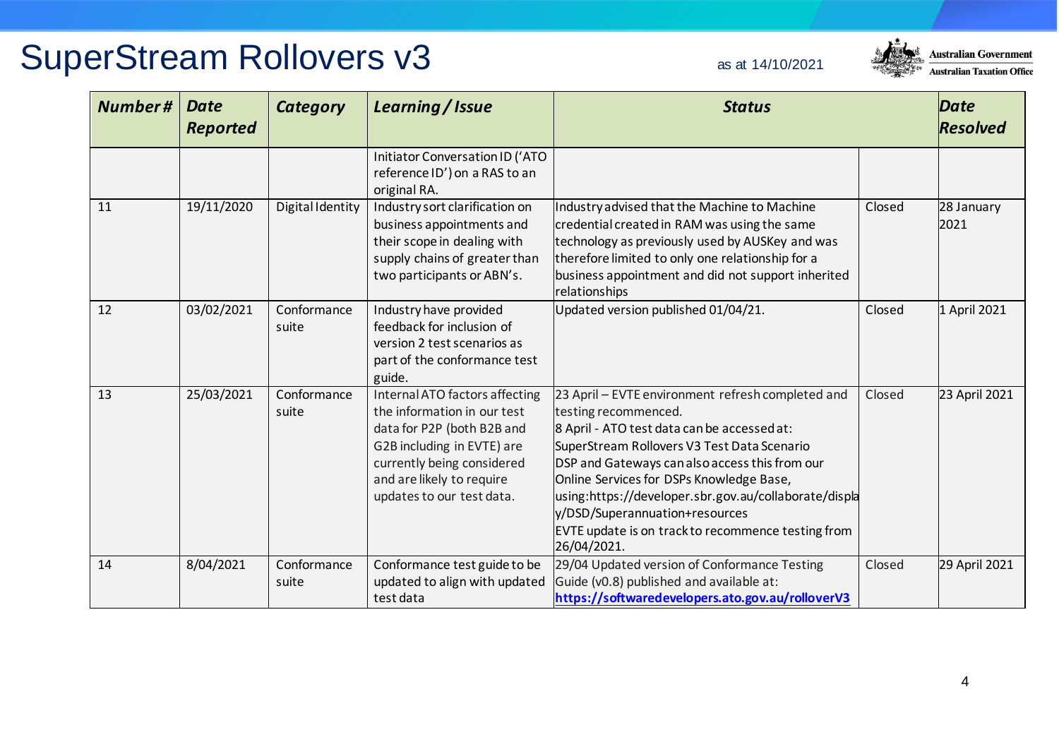# SuperStream Rollovers v3

as at 14/10/2021

| Number # | Date Reported | Category | Learning / Issue | Status | | Date Resolved |
|---|---|---|---|---|---|---|
| | | | Initiator Conversation ID ('ATO reference ID') on a RAS to an original RA. | | | |
| 11 | 19/11/2020 | Digital Identity | Industry sort clarification on business appointments and their scope in dealing with supply chains of greater than two participants or ABN's. | Industry advised that the Machine to Machine credential created in RAM was using the same technology as previously used by AUSKey and was therefore limited to only one relationship for a business appointment and did not support inherited relationships | Closed | 28 January 2021 |
| 12 | 03/02/2021 | Conformance suite | Industry have provided feedback for inclusion of version 2 test scenarios as part of the conformance test guide. | Updated version published 01/04/21. | Closed | 1 April 2021 |
| 13 | 25/03/2021 | Conformance suite | Internal ATO factors affecting the information in our test data for P2P (both B2B and G2B including in EVTE) are currently being considered and are likely to require updates to our test data. | 23 April – EVTE environment refresh completed and testing recommenced.<br>8 April - ATO test data can be accessed at: SuperStream Rollovers V3 Test Data Scenario<br>DSP and Gateways can also access this from our Online Services for DSPs Knowledge Base, using:https://developer.sbr.gov.au/collaborate/display/DSD/Superannuation+resources<br>EVTE update is on track to recommence testing from 26/04/2021. | Closed | 23 April 2021 |
| 14 | 8/04/2021 | Conformance suite | Conformance test guide to be updated to align with updated test data | 29/04 Updated version of Conformance Testing Guide (v0.8) published and available at: **https://softwaredevelopers.ato.gov.au/rolloverV3** | Closed | 29 April 2021 |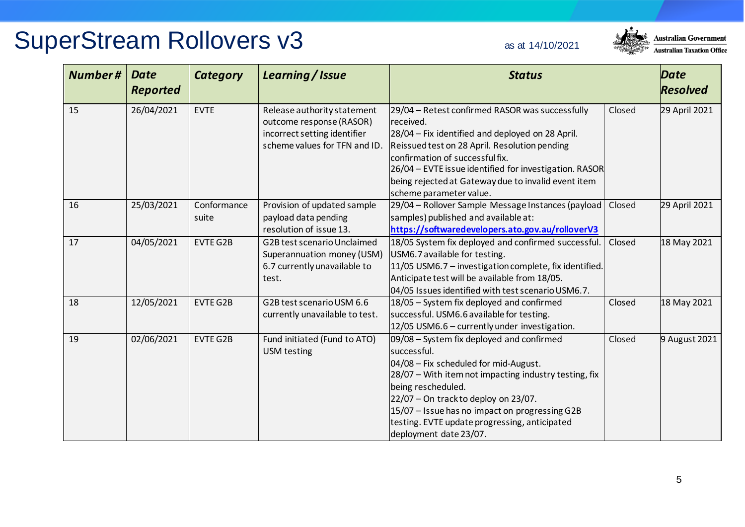# SuperStream Rollovers v3

as at 14/10/2021

| Number # | Date Reported | Category | Learning / Issue | Status | | Date Resolved |
|---|---|---|---|---|---|---|
| 15 | 26/04/2021 | EVTE | Release authority statement outcome response (RASOR) incorrect setting identifier scheme values for TFN and ID. | 29/04 – Retest confirmed RASOR was successfully received.<br>28/04 – Fix identified and deployed on 28 April. Reissued test on 28 April. Resolution pending confirmation of successful fix.<br>26/04 – EVTE issue identified for investigation. RASOR being rejected at Gateway due to invalid event item scheme parameter value. | Closed | 29 April 2021 |
| 16 | 25/03/2021 | Conformance suite | Provision of updated sample payload data pending resolution of issue 13. | 29/04 – Rollover Sample Message Instances (payload samples) published and available at: **https://softwaredevelopers.ato.gov.au/rolloverV3** | Closed | 29 April 2021 |
| 17 | 04/05/2021 | EVTE G2B | G2B test scenario Unclaimed Superannuation money (USM) 6.7 currently unavailable to test. | 18/05 System fix deployed and confirmed successful. USM6.7 available for testing.<br>11/05 USM6.7 – investigation complete, fix identified. Anticipate test will be available from 18/05.<br>04/05 Issues identified with test scenario USM6.7. | Closed | 18 May 2021 |
| 18 | 12/05/2021 | EVTE G2B | G2B test scenario USM 6.6 currently unavailable to test. | 18/05 – System fix deployed and confirmed successful. USM6.6 available for testing.<br>12/05 USM6.6 – currently under investigation. | Closed | 18 May 2021 |
| 19 | 02/06/2021 | EVTE G2B | Fund initiated (Fund to ATO) USM testing | 09/08 – System fix deployed and confirmed successful.<br>04/08 – Fix scheduled for mid-August.<br>28/07 – With item not impacting industry testing, fix being rescheduled.<br>22/07 – On track to deploy on 23/07.<br>15/07 – Issue has no impact on progressing G2B testing. EVTE update progressing, anticipated deployment date 23/07. | Closed | 9 August 2021 |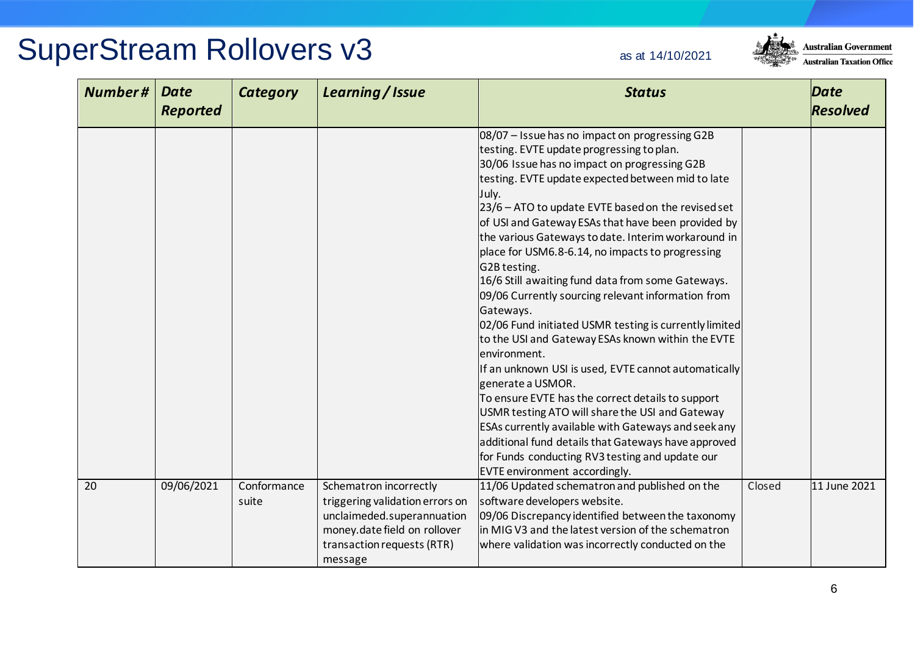# SuperStream Rollovers v3

as at 14/10/2021

| Number# | Date Reported | Category | Learning / Issue | Status | | Date Resolved |
|---|---|---|---|---|---|---|
| | | | | 08/07 – Issue has no impact on progressing G2B testing. EVTE update progressing to plan.<br>30/06 Issue has no impact on progressing G2B testing. EVTE update expected between mid to late July.<br>23/6 – ATO to update EVTE based on the revised set of USI and Gateway ESAs that have been provided by the various Gateways to date. Interim workaround in place for USM6.8-6.14, no impacts to progressing G2B testing.<br>16/6 Still awaiting fund data from some Gateways.<br>09/06 Currently sourcing relevant information from Gateways.<br>02/06 Fund initiated USMR testing is currently limited to the USI and Gateway ESAs known within the EVTE environment.<br>If an unknown USI is used, EVTE cannot automatically generate a USMOR.<br>To ensure EVTE has the correct details to support USMR testing ATO will share the USI and Gateway ESAs currently available with Gateways and seek any additional fund details that Gateways have approved for Funds conducting RV3 testing and update our EVTE environment accordingly. | | |
| 20 | 09/06/2021 | Conformance suite | Schematron incorrectly triggering validation errors on unclaimeded.superannuation money.date field on rollover transaction requests (RTR) message | 11/06 Updated schematron and published on the software developers website.<br>09/06 Discrepancy identified between the taxonomy in MIG V3 and the latest version of the schematron where validation was incorrectly conducted on the | Closed | 11 June 2021 |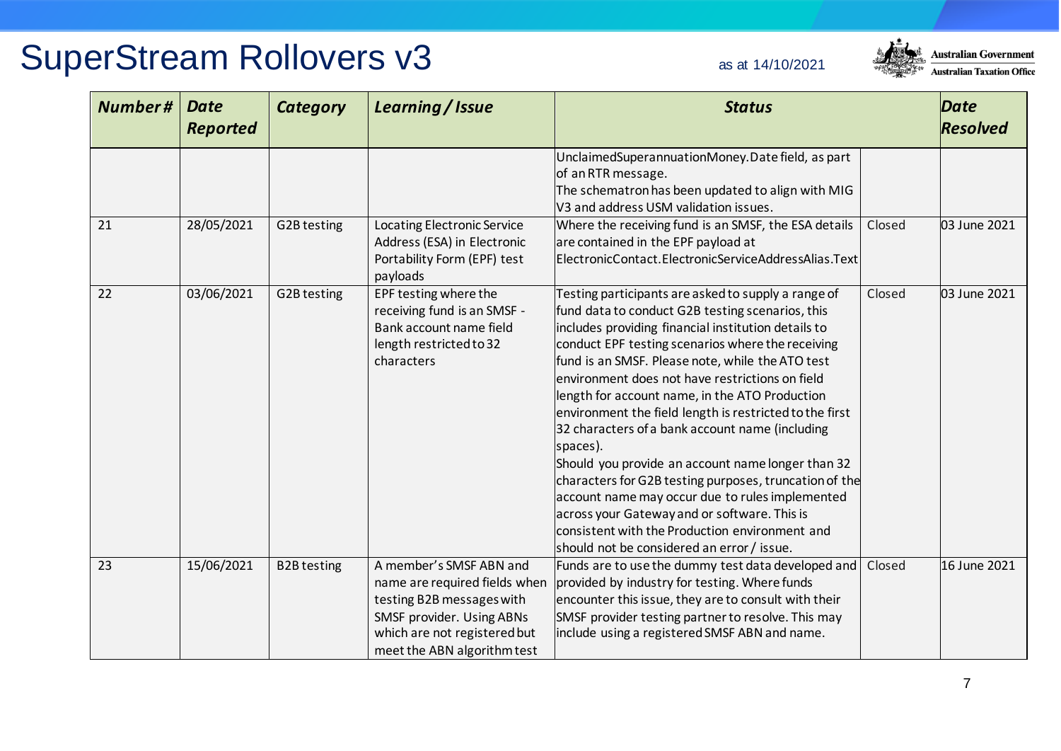# SuperStream Rollovers v3

as at 14/10/2021

| Number # | Date Reported | Category | Learning / Issue | Status | | Date Resolved |
|---|---|---|---|---|---|---|
| | | | | UnclaimedSuperannuationMoney.Date field, as part of an RTR message. The schematron has been updated to align with MIG V3 and address USM validation issues. | | |
| 21 | 28/05/2021 | G2B testing | Locating Electronic Service Address (ESA) in Electronic Portability Form (EPF) test payloads | Where the receiving fund is an SMSF, the ESA details are contained in the EPF payload at ElectronicContact.ElectronicServiceAddressAlias.Text | Closed | 03 June 2021 |
| 22 | 03/06/2021 | G2B testing | EPF testing where the receiving fund is an SMSF - Bank account name field length restricted to 32 characters | Testing participants are asked to supply a range of fund data to conduct G2B testing scenarios, this includes providing financial institution details to conduct EPF testing scenarios where the receiving fund is an SMSF. Please note, while the ATO test environment does not have restrictions on field length for account name, in the ATO Production environment the field length is restricted to the first 32 characters of a bank account name (including spaces). Should you provide an account name longer than 32 characters for G2B testing purposes, truncation of the account name may occur due to rules implemented across your Gateway and or software. This is consistent with the Production environment and should not be considered an error / issue. | Closed | 03 June 2021 |
| 23 | 15/06/2021 | B2B testing | A member's SMSF ABN and name are required fields when testing B2B messages with SMSF provider. Using ABNs which are not registered but meet the ABN algorithm test | Funds are to use the dummy test data developed and provided by industry for testing. Where funds encounter this issue, they are to consult with their SMSF provider testing partner to resolve. This may include using a registered SMSF ABN and name. | Closed | 16 June 2021 |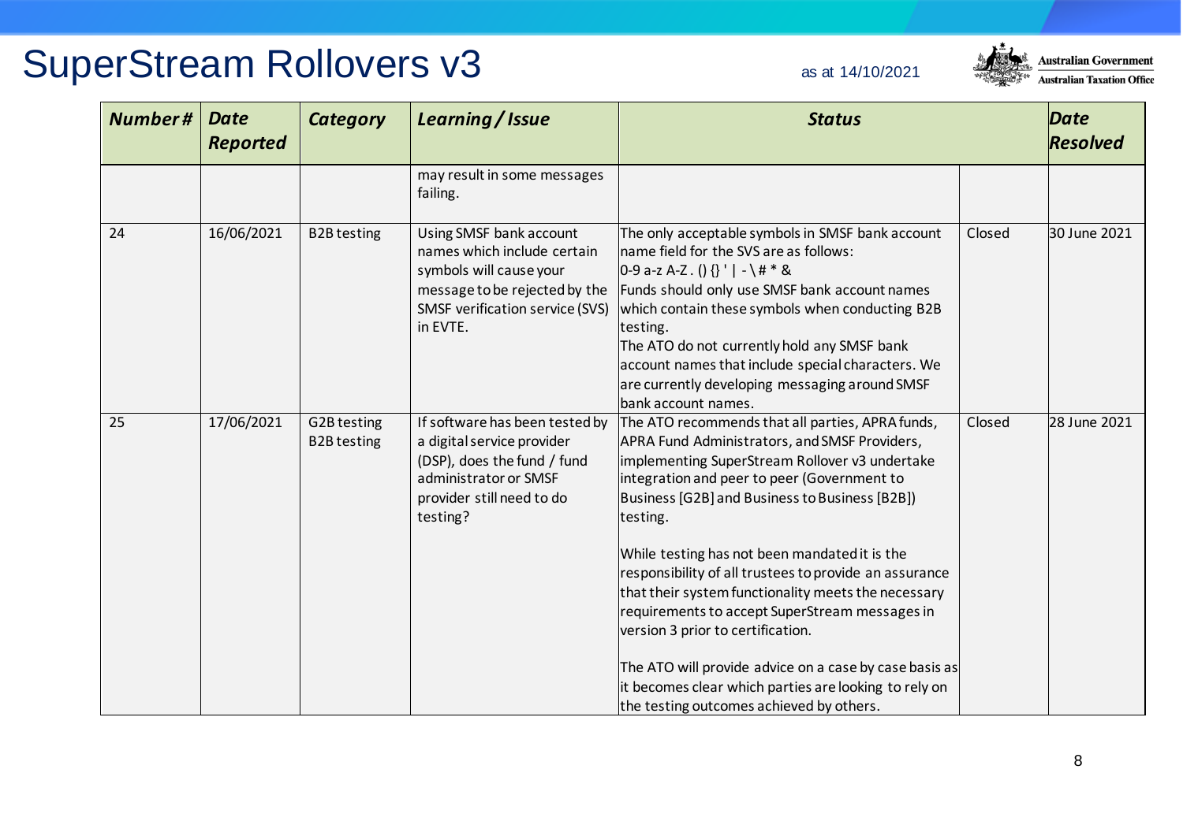# SuperStream Rollovers v3

as at 14/10/2021

| Number # | Date Reported | Category | Learning / Issue | Status | | Date Resolved |
|---|---|---|---|---|---|---|
| | | | may result in some messages failing. | | | |
| 24 | 16/06/2021 | B2B testing | Using SMSF bank account names which include certain symbols will cause your message to be rejected by the SMSF verification service (SVS) in EVTE. | The only acceptable symbols in SMSF bank account name field for the SVS are as follows: 0-9 a-z A-Z . () {} ' \| - \ # * & Funds should only use SMSF bank account names which contain these symbols when conducting B2B testing. The ATO do not currently hold any SMSF bank account names that include special characters. We are currently developing messaging around SMSF bank account names. | Closed | 30 June 2021 |
| 25 | 17/06/2021 | G2B testing B2B testing | If software has been tested by a digital service provider (DSP), does the fund / fund administrator or SMSF provider still need to do testing? | The ATO recommends that all parties, APRA funds, APRA Fund Administrators, and SMSF Providers, implementing SuperStream Rollover v3 undertake integration and peer to peer (Government to Business [G2B] and Business to Business [B2B]) testing. <br><br> While testing has not been mandated it is the responsibility of all trustees to provide an assurance that their system functionality meets the necessary requirements to accept SuperStream messages in version 3 prior to certification. <br><br> The ATO will provide advice on a case by case basis as it becomes clear which parties are looking to rely on the testing outcomes achieved by others. | Closed | 28 June 2021 |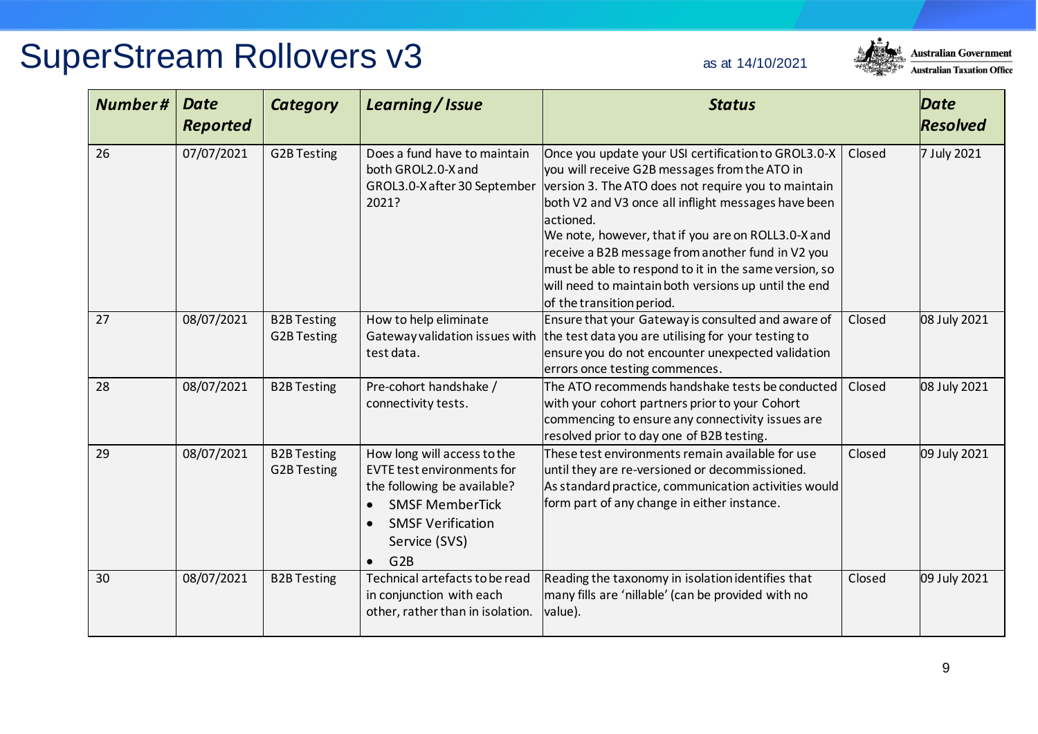# SuperStream Rollovers v3

as at 14/10/2021

Australian Government
Australian Taxation Office

| Number # | Date Reported | Category | Learning / Issue | Status | | Date Resolved |
|---|---|---|---|---|---|---|
| 26 | 07/07/2021 | G2B Testing | Does a fund have to maintain both GROL2.0-X and GROL3.0-X after 30 September 2021? | Once you update your USI certification to GROL3.0-X you will receive G2B messages from the ATO in version 3. The ATO does not require you to maintain both V2 and V3 once all inflight messages have been actioned.<br>We note, however, that if you are on ROLL3.0-X and receive a B2B message from another fund in V2 you must be able to respond to it in the same version, so will need to maintain both versions up until the end of the transition period. | Closed | 7 July 2021 |
| 27 | 08/07/2021 | B2B Testing<br>G2B Testing | How to help eliminate Gateway validation issues with test data. | Ensure that your Gateway is consulted and aware of the test data you are utilising for your testing to ensure you do not encounter unexpected validation errors once testing commences. | Closed | 08 July 2021 |
| 28 | 08/07/2021 | B2B Testing | Pre-cohort handshake / connectivity tests. | The ATO recommends handshake tests be conducted with your cohort partners prior to your Cohort commencing to ensure any connectivity issues are resolved prior to day one of B2B testing. | Closed | 08 July 2021 |
| 29 | 08/07/2021 | B2B Testing<br>G2B Testing | How long will access to the EVTE test environments for the following be available?<br>• SMSF MemberTick<br>• SMSF Verification Service (SVS)<br>• G2B | These test environments remain available for use until they are re-versioned or decommissioned.<br>As standard practice, communication activities would form part of any change in either instance. | Closed | 09 July 2021 |
| 30 | 08/07/2021 | B2B Testing | Technical artefacts to be read in conjunction with each other, rather than in isolation. | Reading the taxonomy in isolation identifies that many fills are 'nillable' (can be provided with no value). | Closed | 09 July 2021 |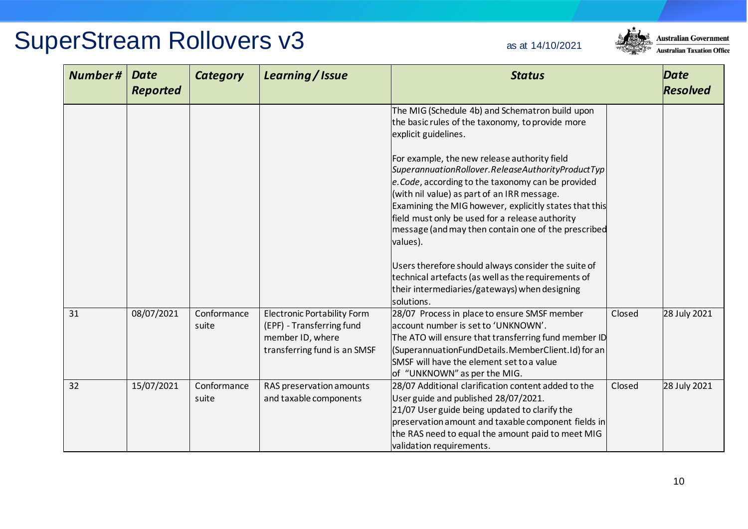# SuperStream Rollovers v3

as at 14/10/2021

| Number# | Date Reported | Category | Learning / Issue | Status | | Date Resolved |
|---|---|---|---|---|---|---|
| | | | | The MIG (Schedule 4b) and Schematron build upon the basic rules of the taxonomy, to provide more explicit guidelines.<br><br>For example, the new release authority field *SuperannuationRollover.ReleaseAuthorityProductType.Code*, according to the taxonomy can be provided (with nil value) as part of an IRR message. Examining the MIG however, explicitly states that this field must only be used for a release authority message (and may then contain one of the prescribed values).<br><br>Users therefore should always consider the suite of technical artefacts (as well as the requirements of their intermediaries/gateways) when designing solutions. | | |
| 31 | 08/07/2021 | Conformance suite | Electronic Portability Form (EPF) - Transferring fund member ID, where transferring fund is an SMSF | 28/07 Process in place to ensure SMSF member account number is set to 'UNKNOWN'.<br>The ATO will ensure that transferring fund member ID (SuperannuationFundDetails.MemberClient.Id) for an SMSF will have the element set to a value of "UNKNOWN" as per the MIG. | Closed | 28 July 2021 |
| 32 | 15/07/2021 | Conformance suite | RAS preservation amounts and taxable components | 28/07 Additional clarification content added to the User guide and published 28/07/2021.<br>21/07 User guide being updated to clarify the preservation amount and taxable component fields in the RAS need to equal the amount paid to meet MIG validation requirements. | Closed | 28 July 2021 |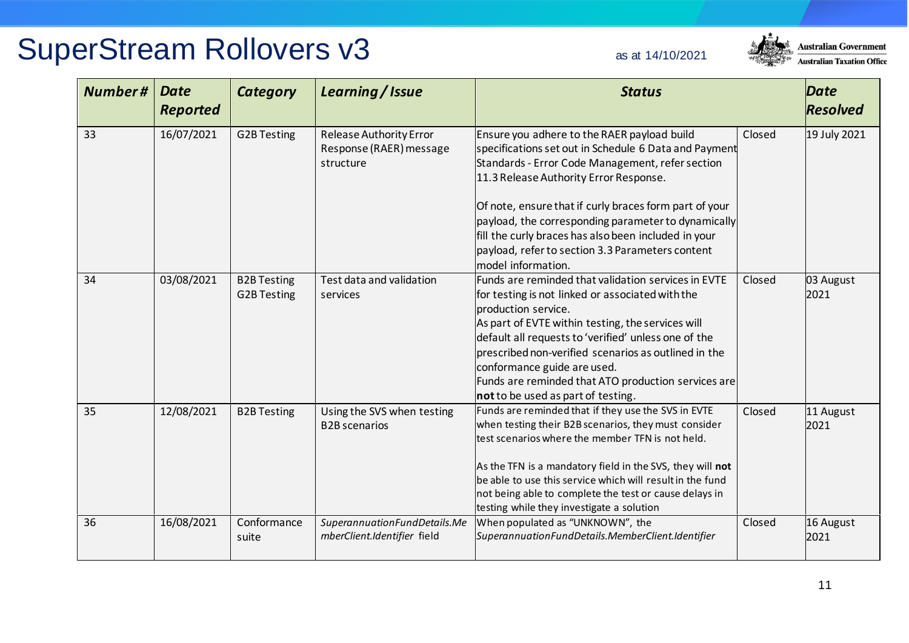# SuperStream Rollovers v3

as at 14/10/2021

| Number # | Date Reported | Category | Learning / Issue | Status | | Date Resolved |
|---|---|---|---|---|---|---|
| 33 | 16/07/2021 | G2B Testing | Release Authority Error Response (RAER) message structure | Ensure you adhere to the RAER payload build specifications set out in Schedule 6 Data and Payment Standards - Error Code Management, refer section 11.3 Release Authority Error Response.<br><br>Of note, ensure that if curly braces form part of your payload, the corresponding parameter to dynamically fill the curly braces has also been included in your payload, refer to section 3.3 Parameters content model information. | Closed | 19 July 2021 |
| 34 | 03/08/2021 | B2B Testing<br>G2B Testing | Test data and validation services | Funds are reminded that validation services in EVTE for testing is not linked or associated with the production service.<br>As part of EVTE within testing, the services will default all requests to 'verified' unless one of the prescribed non-verified scenarios as outlined in the conformance guide are used.<br>Funds are reminded that ATO production services are **not** to be used as part of testing. | Closed | 03 August 2021 |
| 35 | 12/08/2021 | B2B Testing | Using the SVS when testing B2B scenarios | Funds are reminded that if they use the SVS in EVTE when testing their B2B scenarios, they must consider test scenarios where the member TFN is not held.<br><br>As the TFN is a mandatory field in the SVS, they will **not** be able to use this service which will result in the fund not being able to complete the test or cause delays in testing while they investigate a solution | Closed | 11 August 2021 |
| 36 | 16/08/2021 | Conformance suite | *SuperannuationFundDetails.MemberClient.Identifier* field | When populated as "UNKNOWN", the *SuperannuationFundDetails.MemberClient.Identifier* | Closed | 16 August 2021 |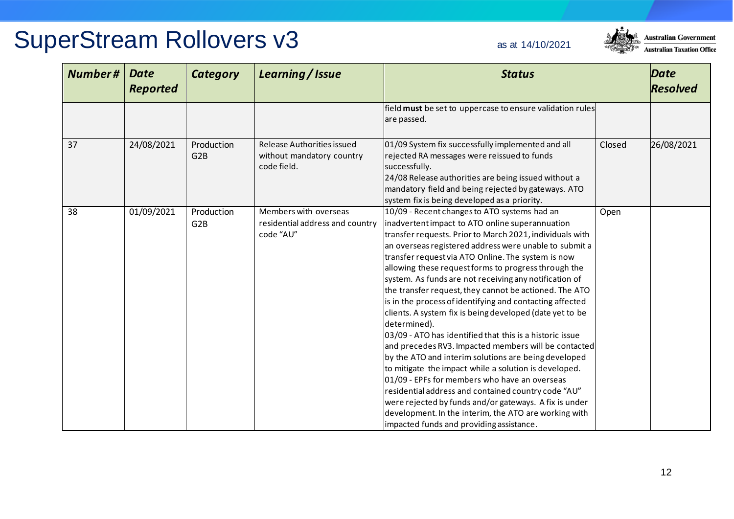# SuperStream Rollovers v3

as at 14/10/2021

| Number# | Date Reported | Category | Learning / Issue | Status | | Date Resolved |
|---|---|---|---|---|---|---|
| | | | | field **must** be set to uppercase to ensure validation rules are passed. | | |
| 37 | 24/08/2021 | Production G2B | Release Authorities issued without mandatory country code field. | 01/09 System fix successfully implemented and all rejected RA messages were reissued to funds successfully.<br>24/08 Release authorities are being issued without a mandatory field and being rejected by gateways. ATO system fix is being developed as a priority. | Closed | 26/08/2021 |
| 38 | 01/09/2021 | Production G2B | Members with overseas residential address and country code "AU" | 10/09 - Recent changes to ATO systems had an inadvertent impact to ATO online superannuation transfer requests. Prior to March 2021, individuals with an overseas registered address were unable to submit a transfer request via ATO Online. The system is now allowing these request forms to progress through the system. As funds are not receiving any notification of the transfer request, they cannot be actioned. The ATO is in the process of identifying and contacting affected clients. A system fix is being developed (date yet to be determined).<br>03/09 - ATO has identified that this is a historic issue and precedes RV3. Impacted members will be contacted by the ATO and interim solutions are being developed to mitigate the impact while a solution is developed.<br>01/09 - EPFs for members who have an overseas residential address and contained country code "AU" were rejected by funds and/or gateways. A fix is under development. In the interim, the ATO are working with impacted funds and providing assistance. | Open | |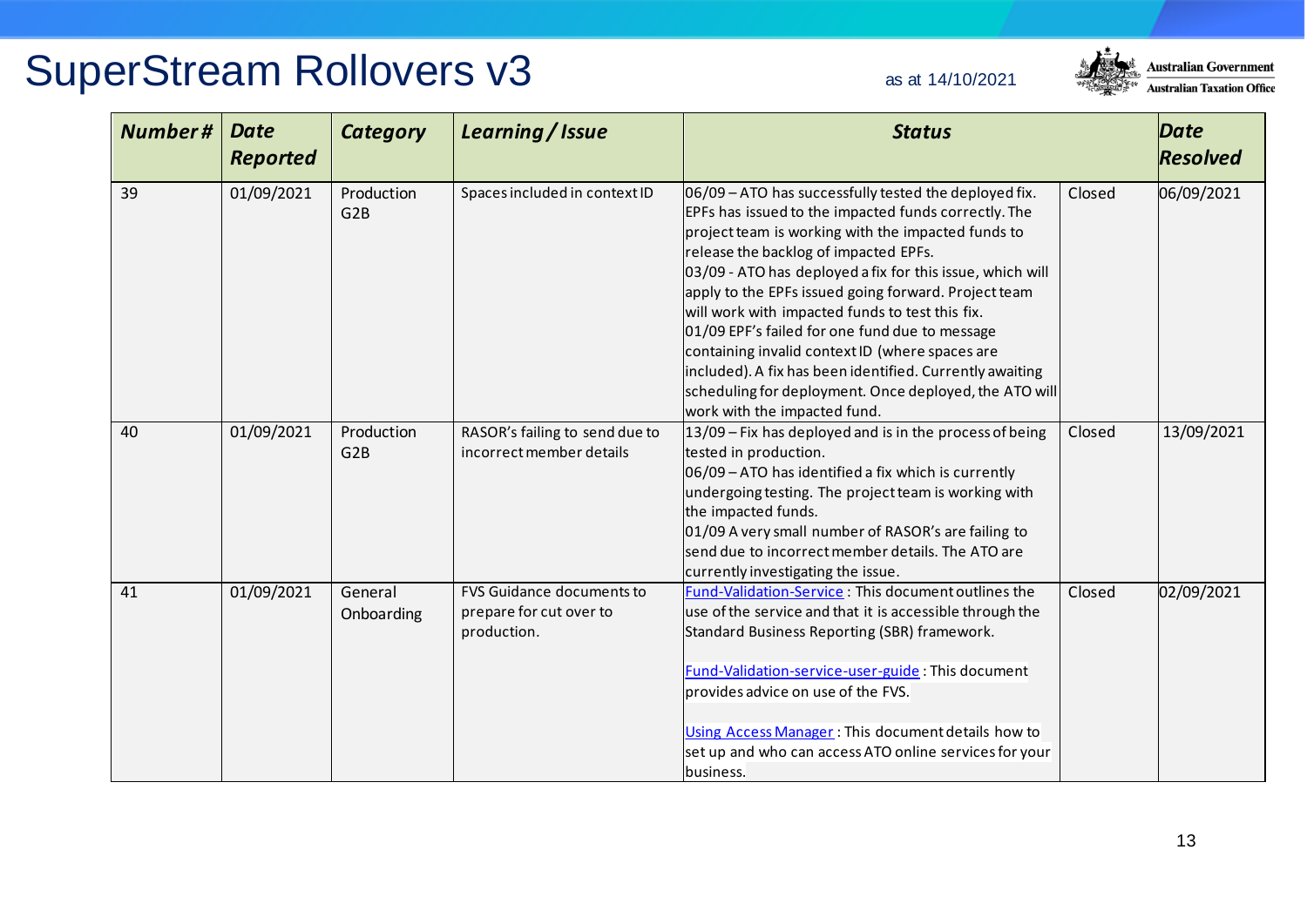# SuperStream Rollovers v3

as at 14/10/2021

| Number # | Date Reported | Category | Learning / Issue | Status | | Date Resolved |
|---|---|---|---|---|---|---|
| 39 | 01/09/2021 | Production G2B | Spaces included in context ID | 06/09 – ATO has successfully tested the deployed fix. EPFs has issued to the impacted funds correctly. The project team is working with the impacted funds to release the backlog of impacted EPFs.<br>03/09 - ATO has deployed a fix for this issue, which will apply to the EPFs issued going forward. Project team will work with impacted funds to test this fix.<br>01/09 EPF's failed for one fund due to message containing invalid context ID (where spaces are included). A fix has been identified. Currently awaiting scheduling for deployment. Once deployed, the ATO will work with the impacted fund. | Closed | 06/09/2021 |
| 40 | 01/09/2021 | Production G2B | RASOR's failing to send due to incorrect member details | 13/09 – Fix has deployed and is in the process of being tested in production.<br>06/09 – ATO has identified a fix which is currently undergoing testing. The project team is working with the impacted funds.<br>01/09 A very small number of RASOR's are failing to send due to incorrect member details. The ATO are currently investigating the issue. | Closed | 13/09/2021 |
| 41 | 01/09/2021 | General Onboarding | FVS Guidance documents to prepare for cut over to production. | Fund-Validation-Service : This document outlines the use of the service and that it is accessible through the Standard Business Reporting (SBR) framework.<br><br>Fund-Validation-service-user-guide : This document provides advice on use of the FVS.<br><br>Using Access Manager : This document details how to set up and who can access ATO online services for your business. | Closed | 02/09/2021 |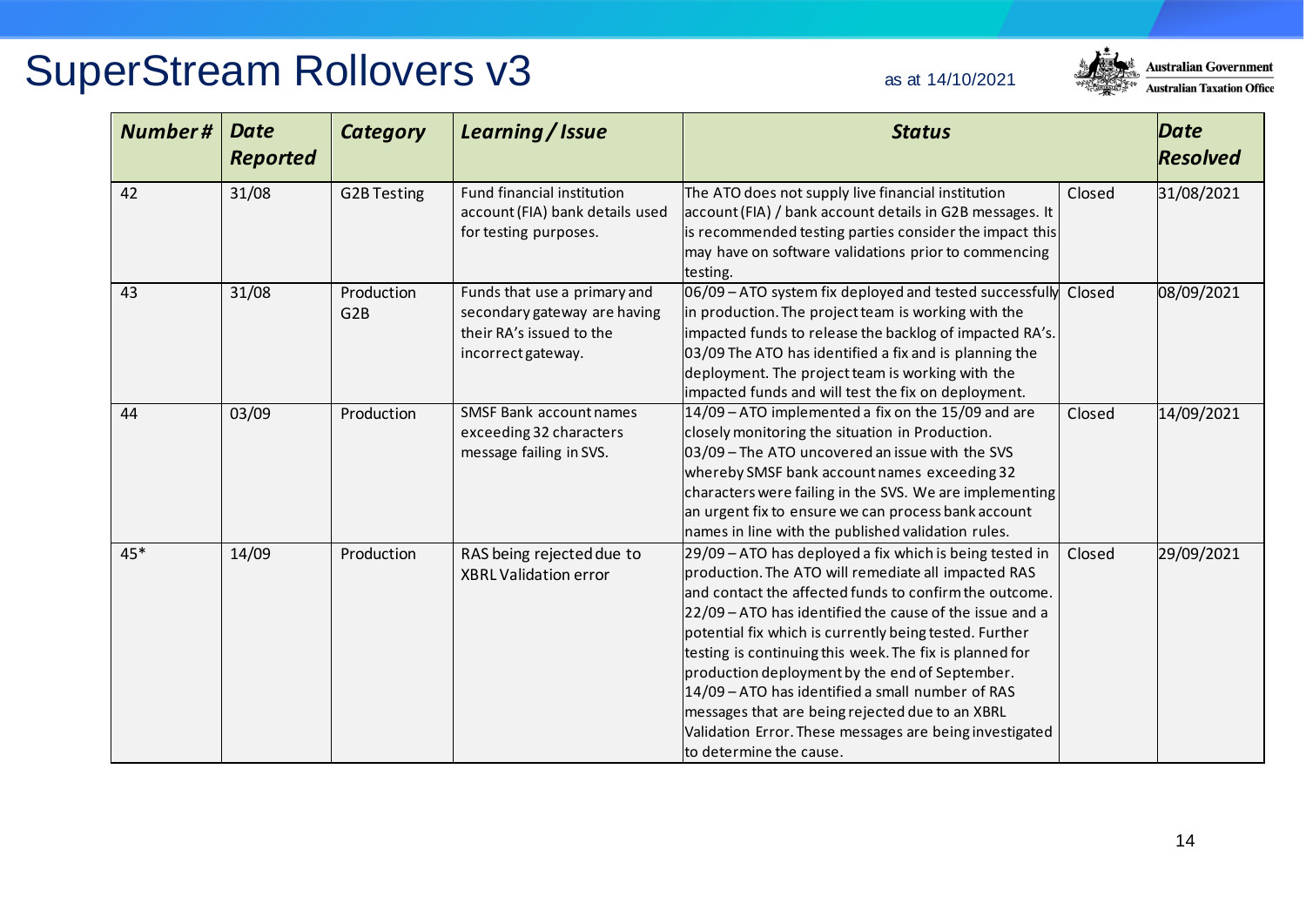# SuperStream Rollovers v3

as at 14/10/2021

| Number # | Date Reported | Category | Learning / Issue | Status | | Date Resolved |
|---|---|---|---|---|---|---|
| 42 | 31/08 | G2B Testing | Fund financial institution account (FIA) bank details used for testing purposes. | The ATO does not supply live financial institution account (FIA) / bank account details in G2B messages. It is recommended testing parties consider the impact this may have on software validations prior to commencing testing. | Closed | 31/08/2021 |
| 43 | 31/08 | Production G2B | Funds that use a primary and secondary gateway are having their RA's issued to the incorrect gateway. | 06/09 – ATO system fix deployed and tested successfully in production. The project team is working with the impacted funds to release the backlog of impacted RA's. 03/09 The ATO has identified a fix and is planning the deployment. The project team is working with the impacted funds and will test the fix on deployment. | Closed | 08/09/2021 |
| 44 | 03/09 | Production | SMSF Bank account names exceeding 32 characters message failing in SVS. | 14/09 – ATO implemented a fix on the 15/09 and are closely monitoring the situation in Production. 03/09 – The ATO uncovered an issue with the SVS whereby SMSF bank account names exceeding 32 characters were failing in the SVS. We are implementing an urgent fix to ensure we can process bank account names in line with the published validation rules. | Closed | 14/09/2021 |
| 45* | 14/09 | Production | RAS being rejected due to XBRL Validation error | 29/09 – ATO has deployed a fix which is being tested in production. The ATO will remediate all impacted RAS and contact the affected funds to confirm the outcome. 22/09 – ATO has identified the cause of the issue and a potential fix which is currently being tested. Further testing is continuing this week. The fix is planned for production deployment by the end of September. 14/09 – ATO has identified a small number of RAS messages that are being rejected due to an XBRL Validation Error. These messages are being investigated to determine the cause. | Closed | 29/09/2021 |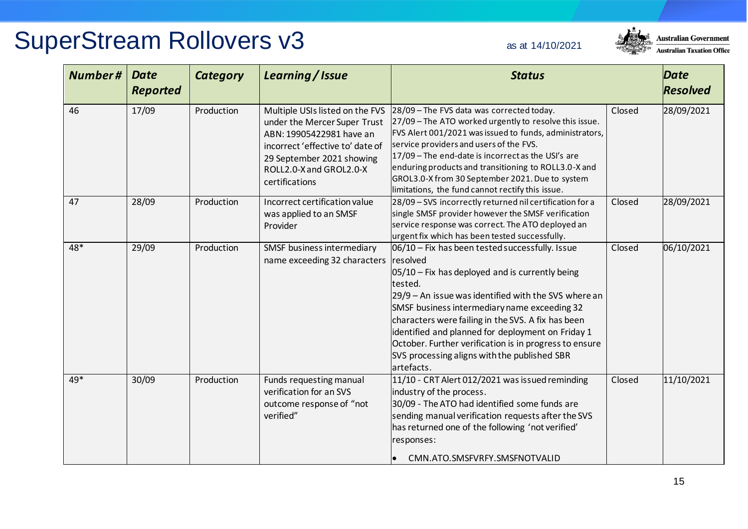# SuperStream Rollovers v3

as at 14/10/2021

| Number # | Date Reported | Category | Learning / Issue | Status | | Date Resolved |
|---|---|---|---|---|---|---|
| 46 | 17/09 | Production | Multiple USIs listed on the FVS under the Mercer Super Trust ABN: 19905422981 have an incorrect 'effective to' date of 29 September 2021 showing ROLL2.0-X and GROL2.0-X certifications | 28/09 – The FVS data was corrected today.<br>27/09 – The ATO worked urgently to resolve this issue. FVS Alert 001/2021 was issued to funds, administrators, service providers and users of the FVS.<br>17/09 – The end-date is incorrect as the USI's are enduring products and transitioning to ROLL3.0-X and GROL3.0-X from 30 September 2021. Due to system limitations, the fund cannot rectify this issue. | Closed | 28/09/2021 |
| 47 | 28/09 | Production | Incorrect certification value was applied to an SMSF Provider | 28/09 – SVS incorrectly returned nil certification for a single SMSF provider however the SMSF verification service response was correct. The ATO deployed an urgent fix which has been tested successfully. | Closed | 28/09/2021 |
| 48* | 29/09 | Production | SMSF business intermediary name exceeding 32 characters | 06/10 – Fix has been tested successfully. Issue resolved<br>05/10 – Fix has deployed and is currently being tested.<br>29/9 – An issue was identified with the SVS where an SMSF business intermediary name exceeding 32 characters were failing in the SVS. A fix has been identified and planned for deployment on Friday 1 October. Further verification is in progress to ensure SVS processing aligns with the published SBR artefacts. | Closed | 06/10/2021 |
| 49* | 30/09 | Production | Funds requesting manual verification for an SVS outcome response of "not verified" | 11/10 - CRT Alert 012/2021 was issued reminding industry of the process.<br>30/09 - The ATO had identified some funds are sending manual verification requests after the SVS has returned one of the following 'not verified' responses:<br>• CMN.ATO.SMSFVRFY.SMSFNOTVALID | Closed | 11/10/2021 |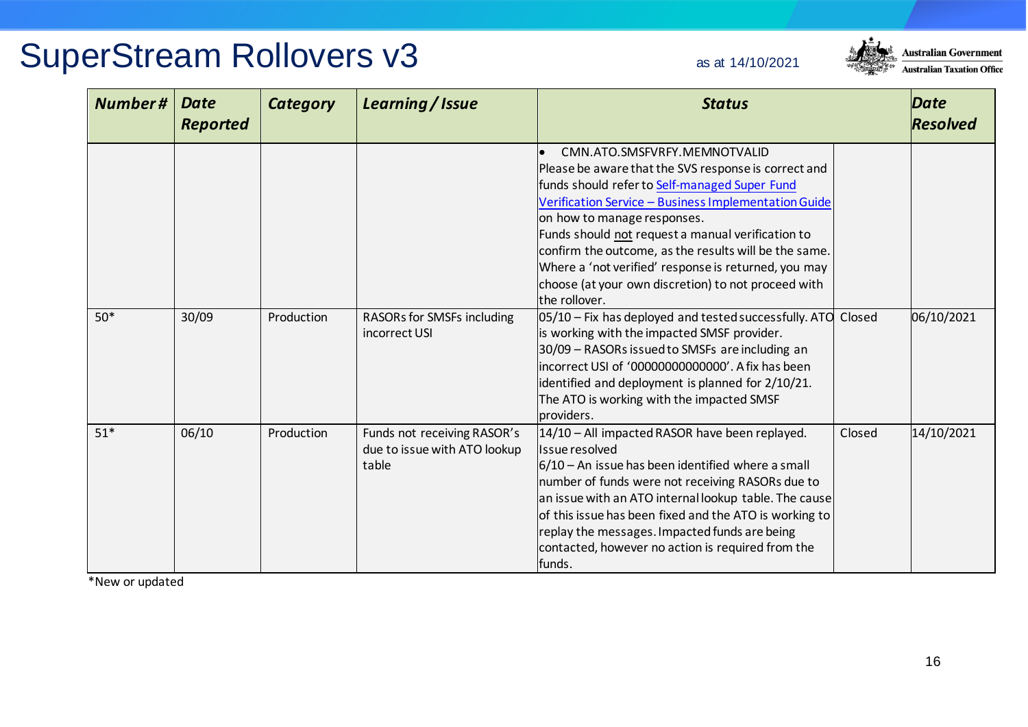# SuperStream Rollovers v3

as at 14/10/2021

| *Number#* | *Date Reported* | *Category* | *Learning / Issue* | *Status* | | *Date Resolved* |
|---|---|---|---|---|---|---|
| | | | | • CMN.ATO.SMSFVRFY.MEMNOTVALID<br>Please be aware that the SVS response is correct and funds should refer to [Self-managed Super Fund Verification Service – Business Implementation Guide]() on how to manage responses.<br>Funds should <u>not</u> request a manual verification to confirm the outcome, as the results will be the same.<br>Where a 'not verified' response is returned, you may choose (at your own discretion) to not proceed with the rollover. | | |
| 50* | 30/09 | Production | RASORs for SMSFs including incorrect USI | 05/10 – Fix has deployed and tested successfully. ATO is working with the impacted SMSF provider.<br>30/09 – RASORs issued to SMSFs are including an incorrect USI of '00000000000000'. A fix has been identified and deployment is planned for 2/10/21. The ATO is working with the impacted SMSF providers. | Closed | 06/10/2021 |
| 51* | 06/10 | Production | Funds not receiving RASOR's due to issue with ATO lookup table | 14/10 – All impacted RASOR have been replayed. Issue resolved<br>6/10 – An issue has been identified where a small number of funds were not receiving RASORs due to an issue with an ATO internal lookup table. The cause of this issue has been fixed and the ATO is working to replay the messages. Impacted funds are being contacted, however no action is required from the funds. | Closed | 14/10/2021 |

*New or updated